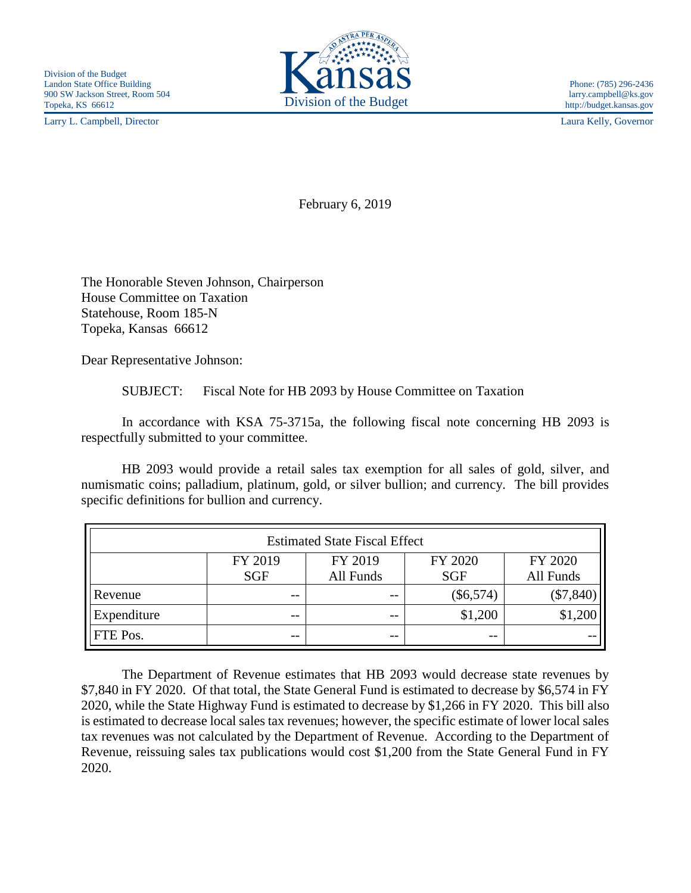Division of the Budget
Landon State Office Building
900 SW Jackson Street, Room 504
Topeka, KS 66612

Larry L. Campbell, Director

Kansas
Division of the Budget

Phone: (785) 296-2436
larry.campbell@ks.gov
http://budget.kansas.gov

Laura Kelly, Governor

February 6, 2019

The Honorable Steven Johnson, Chairperson
House Committee on Taxation
Statehouse, Room 185-N
Topeka, Kansas 66612

Dear Representative Johnson:

SUBJECT: Fiscal Note for HB 2093 by House Committee on Taxation

In accordance with KSA 75-3715a, the following fiscal note concerning HB 2093 is respectfully submitted to your committee.

HB 2093 would provide a retail sales tax exemption for all sales of gold, silver, and numismatic coins; palladium, platinum, gold, or silver bullion; and currency. The bill provides specific definitions for bullion and currency.

| Estimated State Fiscal Effect | | | | |
|---|---|---|---|---|
| | FY 2019 SGF | FY 2019 All Funds | FY 2020 SGF | FY 2020 All Funds |
| Revenue | -- | -- | ($6,574) | ($7,840) |
| Expenditure | -- | -- | $1,200 | $1,200 |
| FTE Pos. | -- | -- | -- | -- |

The Department of Revenue estimates that HB 2093 would decrease state revenues by $7,840 in FY 2020. Of that total, the State General Fund is estimated to decrease by $6,574 in FY 2020, while the State Highway Fund is estimated to decrease by $1,266 in FY 2020. This bill also is estimated to decrease local sales tax revenues; however, the specific estimate of lower local sales tax revenues was not calculated by the Department of Revenue. According to the Department of Revenue, reissuing sales tax publications would cost $1,200 from the State General Fund in FY 2020.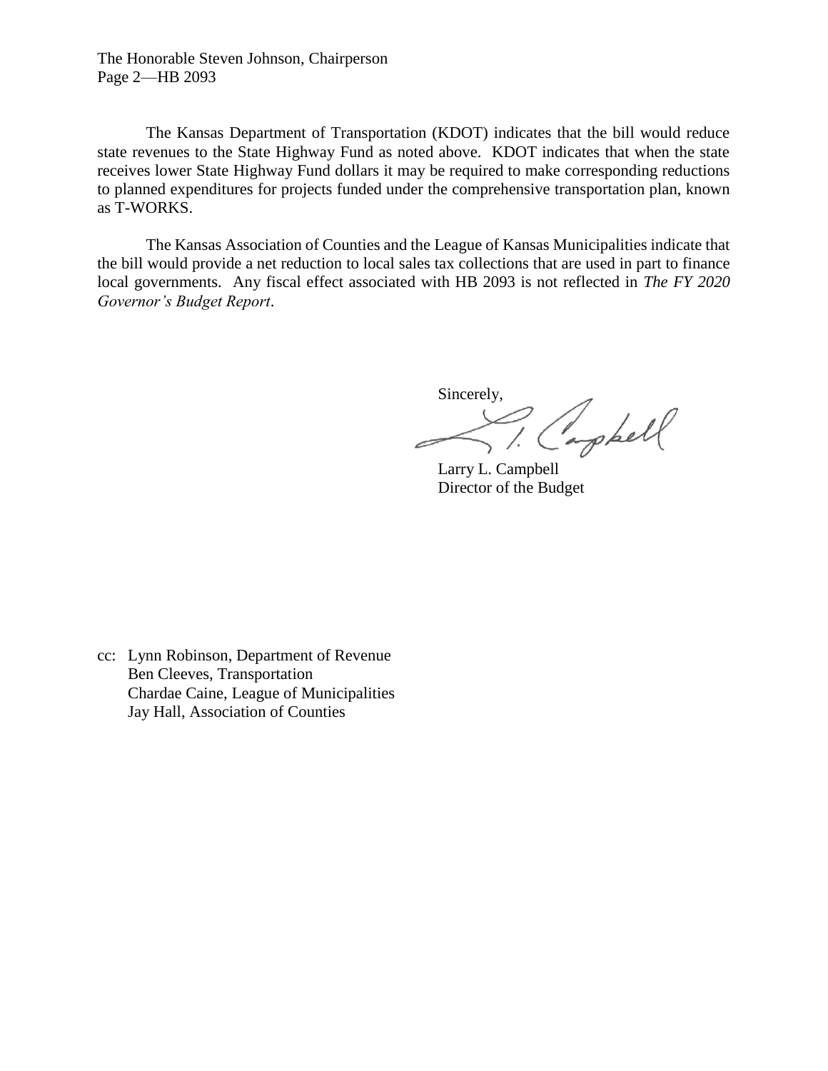The Kansas Department of Transportation (KDOT) indicates that the bill would reduce state revenues to the State Highway Fund as noted above. KDOT indicates that when the state receives lower State Highway Fund dollars it may be required to make corresponding reductions to planned expenditures for projects funded under the comprehensive transportation plan, known as T-WORKS.

The Kansas Association of Counties and the League of Kansas Municipalities indicate that the bill would provide a net reduction to local sales tax collections that are used in part to finance local governments. Any fiscal effect associated with HB 2093 is not reflected in *The FY 2020 Governor's Budget Report*.

Sincerely,

Larry L. Campbell
Director of the Budget

cc: Lynn Robinson, Department of Revenue
Ben Cleeves, Transportation
Chardae Caine, League of Municipalities
Jay Hall, Association of Counties